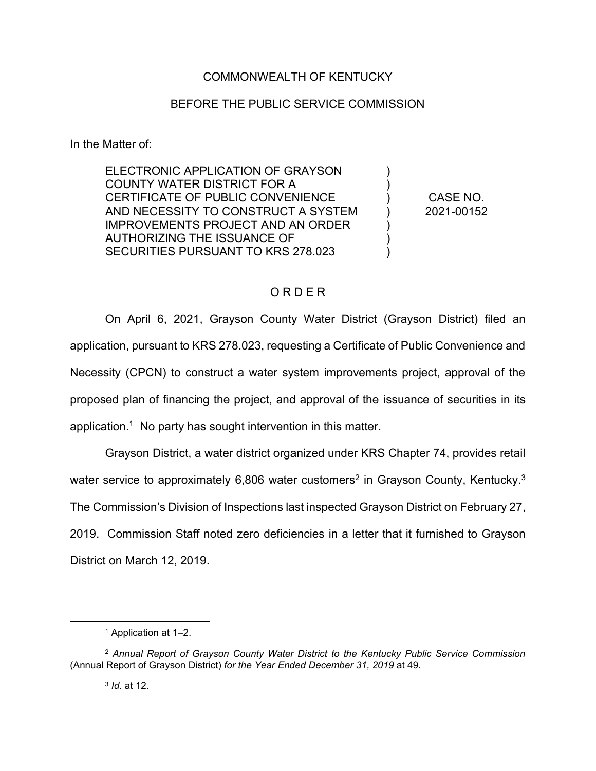COMMONWEALTH OF KENTUCKY

BEFORE THE PUBLIC SERVICE COMMISSION

In the Matter of:

| | | |
|---|---|---|
| ELECTRONIC APPLICATION OF GRAYSON COUNTY WATER DISTRICT FOR A CERTIFICATE OF PUBLIC CONVENIENCE AND NECESSITY TO CONSTRUCT A SYSTEM IMPROVEMENTS PROJECT AND AN ORDER AUTHORIZING THE ISSUANCE OF SECURITIES PURSUANT TO KRS 278.023 | ) | CASE NO. 2021-00152 |

## ORDER

On April 6, 2021, Grayson County Water District (Grayson District) filed an application, pursuant to KRS 278.023, requesting a Certificate of Public Convenience and Necessity (CPCN) to construct a water system improvements project, approval of the proposed plan of financing the project, and approval of the issuance of securities in its application.[1] No party has sought intervention in this matter.

Grayson District, a water district organized under KRS Chapter 74, provides retail water service to approximately 6,806 water customers[2] in Grayson County, Kentucky.[3] The Commission's Division of Inspections last inspected Grayson District on February 27, 2019. Commission Staff noted zero deficiencies in a letter that it furnished to Grayson District on March 12, 2019.

---

[1] Application at 1–2.

[2] *Annual Report of Grayson County Water District to the Kentucky Public Service Commission* (Annual Report of Grayson District) *for the Year Ended December 31, 2019* at 49.

[3] *Id.* at 12.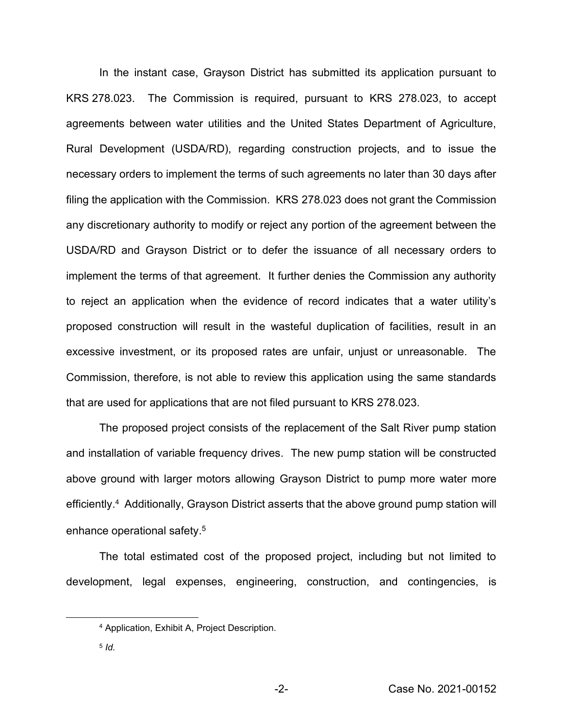In the instant case, Grayson District has submitted its application pursuant to KRS 278.023. The Commission is required, pursuant to KRS 278.023, to accept agreements between water utilities and the United States Department of Agriculture, Rural Development (USDA/RD), regarding construction projects, and to issue the necessary orders to implement the terms of such agreements no later than 30 days after filing the application with the Commission. KRS 278.023 does not grant the Commission any discretionary authority to modify or reject any portion of the agreement between the USDA/RD and Grayson District or to defer the issuance of all necessary orders to implement the terms of that agreement. It further denies the Commission any authority to reject an application when the evidence of record indicates that a water utility's proposed construction will result in the wasteful duplication of facilities, result in an excessive investment, or its proposed rates are unfair, unjust or unreasonable. The Commission, therefore, is not able to review this application using the same standards that are used for applications that are not filed pursuant to KRS 278.023.

The proposed project consists of the replacement of the Salt River pump station and installation of variable frequency drives. The new pump station will be constructed above ground with larger motors allowing Grayson District to pump more water more efficiently.[4] Additionally, Grayson District asserts that the above ground pump station will enhance operational safety.[5]

The total estimated cost of the proposed project, including but not limited to development, legal expenses, engineering, construction, and contingencies, is

[4] Application, Exhibit A, Project Description.

[5] *Id.*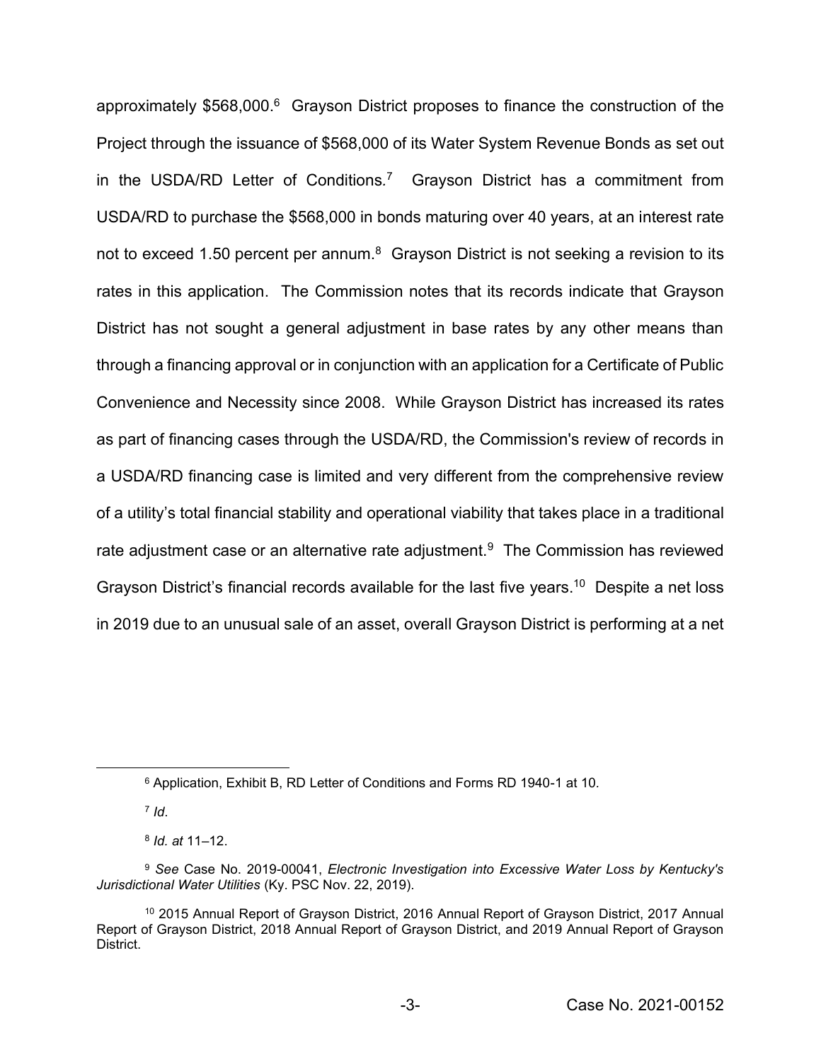approximately $568,000.[6] Grayson District proposes to finance the construction of the Project through the issuance of $568,000 of its Water System Revenue Bonds as set out in the USDA/RD Letter of Conditions.[7] Grayson District has a commitment from USDA/RD to purchase the $568,000 in bonds maturing over 40 years, at an interest rate not to exceed 1.50 percent per annum.[8] Grayson District is not seeking a revision to its rates in this application. The Commission notes that its records indicate that Grayson District has not sought a general adjustment in base rates by any other means than through a financing approval or in conjunction with an application for a Certificate of Public Convenience and Necessity since 2008. While Grayson District has increased its rates as part of financing cases through the USDA/RD, the Commission's review of records in a USDA/RD financing case is limited and very different from the comprehensive review of a utility's total financial stability and operational viability that takes place in a traditional rate adjustment case or an alternative rate adjustment.[9] The Commission has reviewed Grayson District's financial records available for the last five years.[10] Despite a net loss in 2019 due to an unusual sale of an asset, overall Grayson District is performing at a net

---

[6] Application, Exhibit B, RD Letter of Conditions and Forms RD 1940-1 at 10.

[7] *Id*.

[8] *Id. at* 11–12.

[9] *See* Case No. 2019-00041, *Electronic Investigation into Excessive Water Loss by Kentucky's Jurisdictional Water Utilities* (Ky. PSC Nov. 22, 2019).

[10] 2015 Annual Report of Grayson District, 2016 Annual Report of Grayson District, 2017 Annual Report of Grayson District, 2018 Annual Report of Grayson District, and 2019 Annual Report of Grayson District.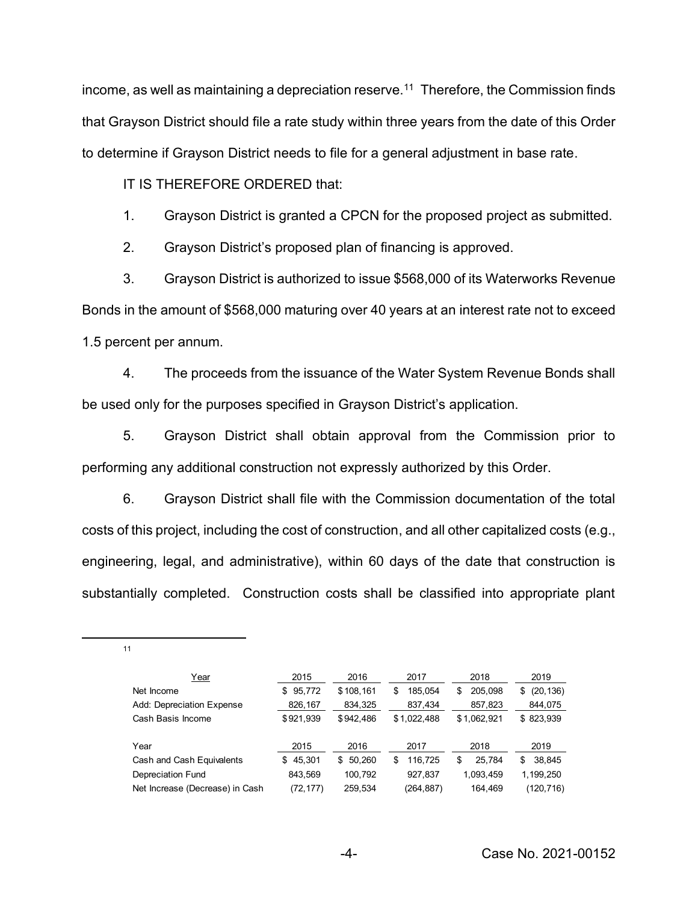income, as well as maintaining a depreciation reserve.[11] Therefore, the Commission finds that Grayson District should file a rate study within three years from the date of this Order to determine if Grayson District needs to file for a general adjustment in base rate.

IT IS THEREFORE ORDERED that:

1. Grayson District is granted a CPCN for the proposed project as submitted.

2. Grayson District's proposed plan of financing is approved.

3. Grayson District is authorized to issue $568,000 of its Waterworks Revenue Bonds in the amount of $568,000 maturing over 40 years at an interest rate not to exceed 1.5 percent per annum.

4. The proceeds from the issuance of the Water System Revenue Bonds shall be used only for the purposes specified in Grayson District's application.

5. Grayson District shall obtain approval from the Commission prior to performing any additional construction not expressly authorized by this Order.

6. Grayson District shall file with the Commission documentation of the total costs of this project, including the cost of construction, and all other capitalized costs (e.g., engineering, legal, and administrative), within 60 days of the date that construction is substantially completed. Construction costs shall be classified into appropriate plant

---

[11]

| Year | 2015 | 2016 | 2017 | 2018 | 2019 |
|---|---|---|---|---|---|
| Net Income | $ 95,772 | $ 108,161 | $ 185,054 | $ 205,098 | $ (20,136) |
| Add: Depreciation Expense | 826,167 | 834,325 | 837,434 | 857,823 | 844,075 |
| Cash Basis Income | $ 921,939 | $ 942,486 | $ 1,022,488 | $ 1,062,921 | $ 823,939 |

| Year | 2015 | 2016 | 2017 | 2018 | 2019 |
|---|---|---|---|---|---|
| Cash and Cash Equivalents | $ 45,301 | $ 50,260 | $ 116,725 | $ 25,784 | $ 38,845 |
| Depreciation Fund | 843,569 | 100,792 | 927,837 | 1,093,459 | 1,199,250 |
| Net Increase (Decrease) in Cash | (72,177) | 259,534 | (264,887) | 164,469 | (120,716) |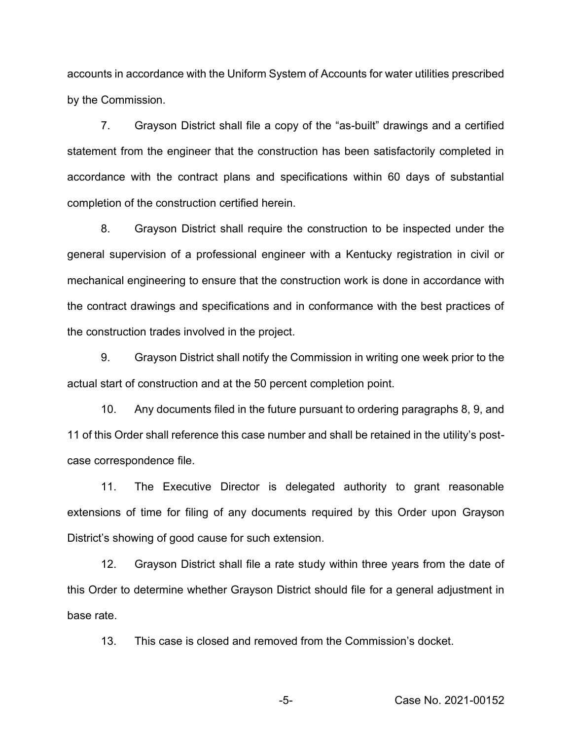accounts in accordance with the Uniform System of Accounts for water utilities prescribed by the Commission.

7. Grayson District shall file a copy of the "as-built" drawings and a certified statement from the engineer that the construction has been satisfactorily completed in accordance with the contract plans and specifications within 60 days of substantial completion of the construction certified herein.

8. Grayson District shall require the construction to be inspected under the general supervision of a professional engineer with a Kentucky registration in civil or mechanical engineering to ensure that the construction work is done in accordance with the contract drawings and specifications and in conformance with the best practices of the construction trades involved in the project.

9. Grayson District shall notify the Commission in writing one week prior to the actual start of construction and at the 50 percent completion point.

10. Any documents filed in the future pursuant to ordering paragraphs 8, 9, and 11 of this Order shall reference this case number and shall be retained in the utility's post-case correspondence file.

11. The Executive Director is delegated authority to grant reasonable extensions of time for filing of any documents required by this Order upon Grayson District's showing of good cause for such extension.

12. Grayson District shall file a rate study within three years from the date of this Order to determine whether Grayson District should file for a general adjustment in base rate.

13. This case is closed and removed from the Commission's docket.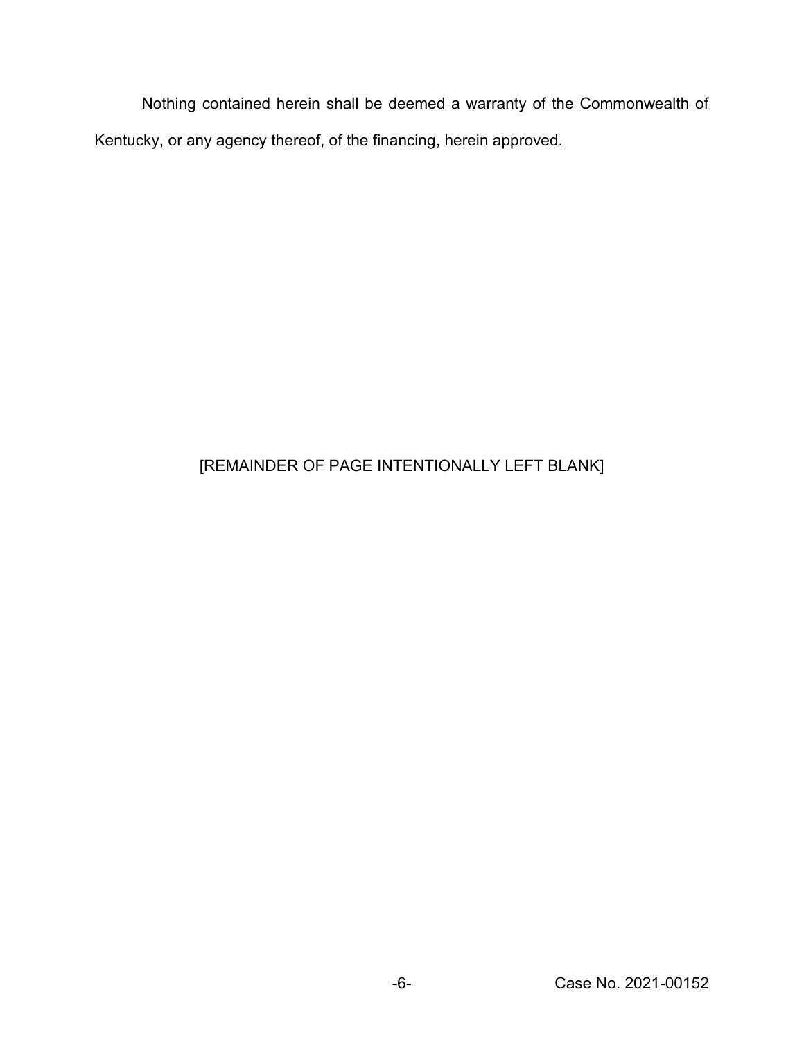Nothing contained herein shall be deemed a warranty of the Commonwealth of Kentucky, or any agency thereof, of the financing, herein approved.

[REMAINDER OF PAGE INTENTIONALLY LEFT BLANK]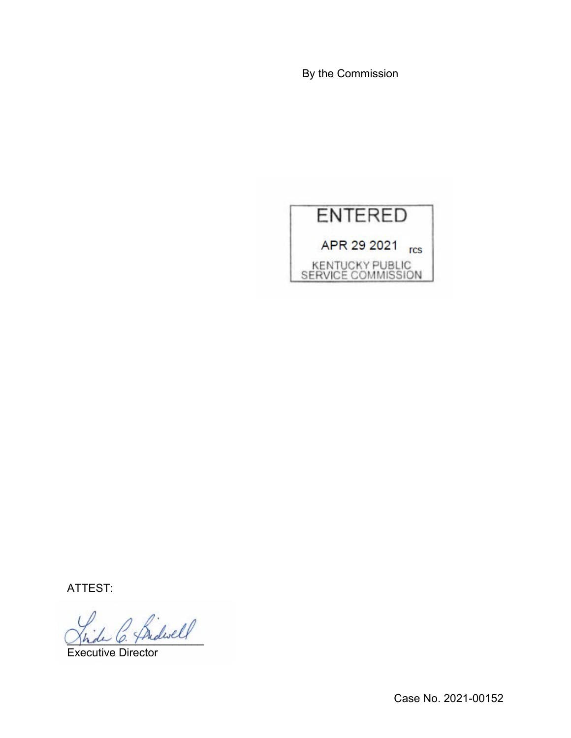By the Commission

ENTERED

APR 29 2021 rcs

KENTUCKY PUBLIC SERVICE COMMISSION

ATTEST:

Executive Director

Case No. 2021-00152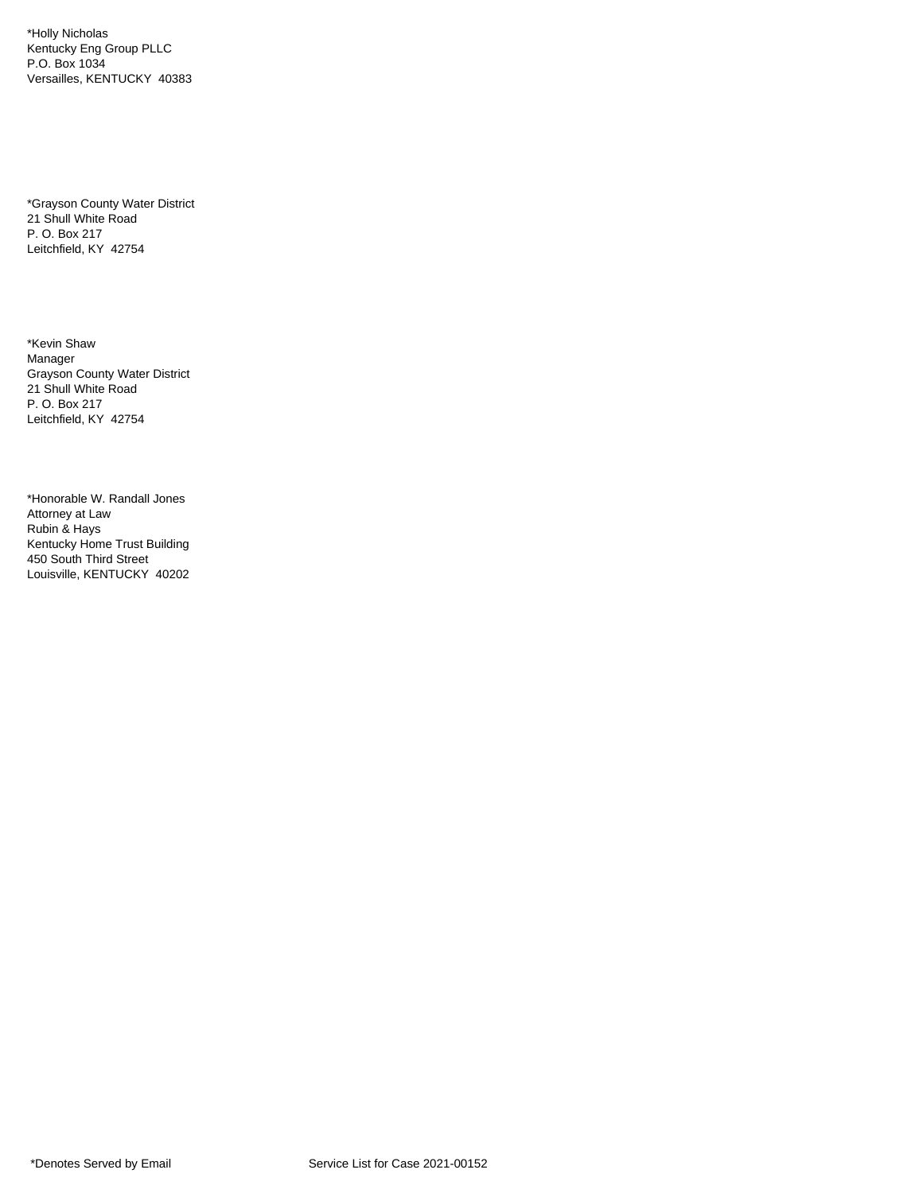*Holly Nicholas
Kentucky Eng Group PLLC
P.O. Box 1034
Versailles, KENTUCKY  40383

*Grayson County Water District
21 Shull White Road
P. O. Box 217
Leitchfield, KY  42754

*Kevin Shaw
Manager
Grayson County Water District
21 Shull White Road
P. O. Box 217
Leitchfield, KY  42754

*Honorable W. Randall Jones
Attorney at Law
Rubin & Hays
Kentucky Home Trust Building
450 South Third Street
Louisville, KENTUCKY  40202

*Denotes Served by Email

Service List for Case 2021-00152